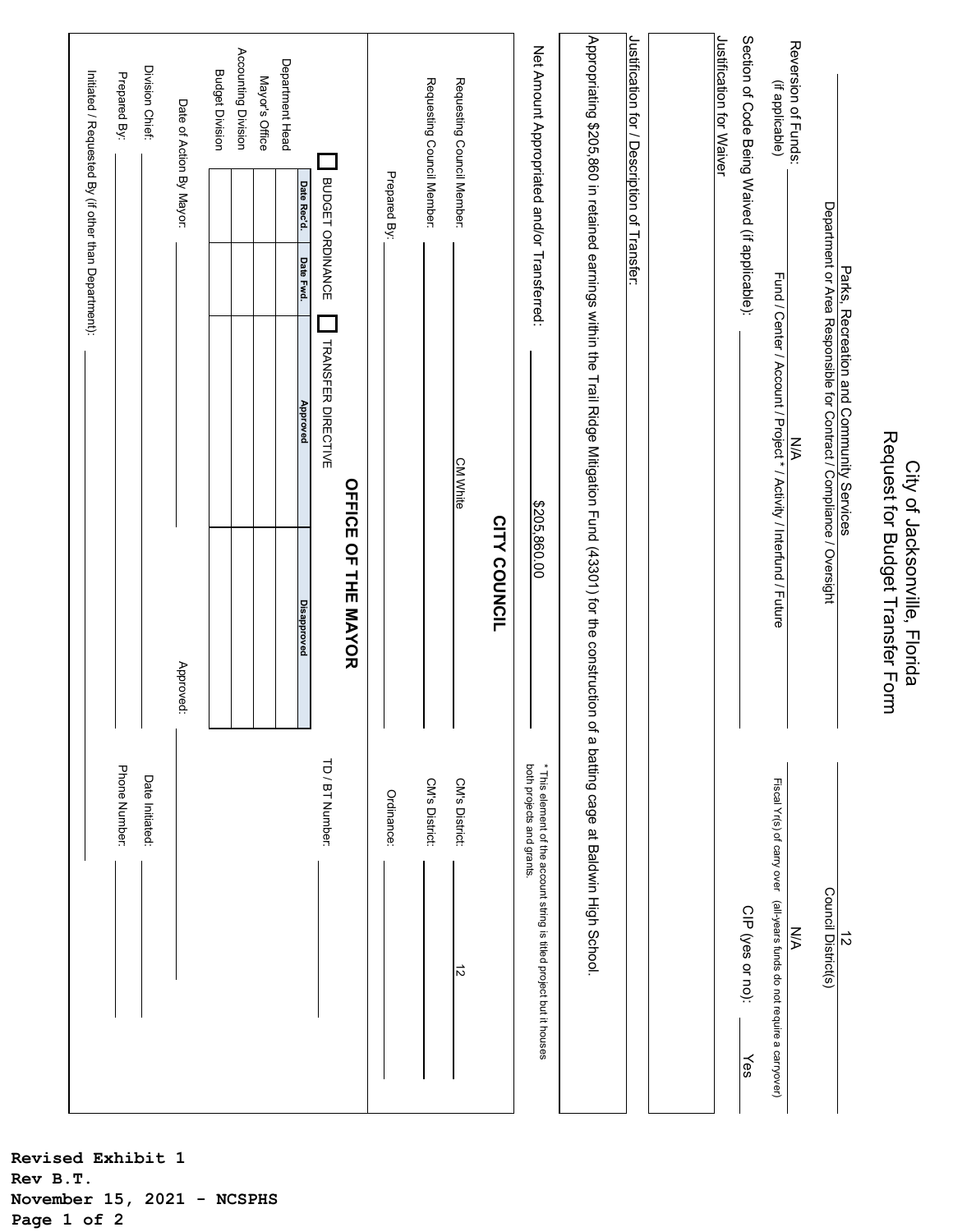# City of Jacksonville, Florida
## Request for Budget Transfer Form

Parks, Recreation and Community Services
Department or Area Responsible for Contract / Compliance / Oversight

12
Council District(s)

Reversion of Funds: (if applicable) N/A
Fund / Center / Account / Project * / Activity / Interfund / Future

N/A
Fiscal Yr(s) of carry over (all-years funds do not require a carryover)

Section of Code Being Waived (if applicable): ______

CIP (yes or no): Yes

Justification for Waiver

Justification for / Description of Transfer:

Appropriating $205,860 in retained earnings within the Trail Ridge Mitigation Fund (43301) for the construction of a batting cage at Baldwin High School.

Net Amount Appropriated and/or Transferred: $205,860.00

* This element of the account string is titled project but it houses both projects and grants.

### CITY COUNCIL

Requesting Council Member: CM White

CM's District: 12

Requesting Council Member: ______

CM's District: ______

Prepared By: ______

Ordinance: ______

### OFFICE OF THE MAYOR

☐ BUDGET ORDINANCE ☐ TRANSFER DIRECTIVE

TD / BT Number: ______

| | Date Rec'd. | Date Fwd. | Approved | Disapproved |
|---|---|---|---|---|
| Department Head | | | | |
| Mayor's Office | | | | |
| Accounting Division | | | | |
| Budget Division | | | | |

Date of Action By Mayor: ______ Approved: ______

Division Chief: ______ Date Initiated: ______

Prepared By: ______ Phone Number: ______

Initiated / Requested By (if other than Department): ______

**Revised Exhibit 1**
**Rev B.T.**
**November 15, 2021 - NCSPHS**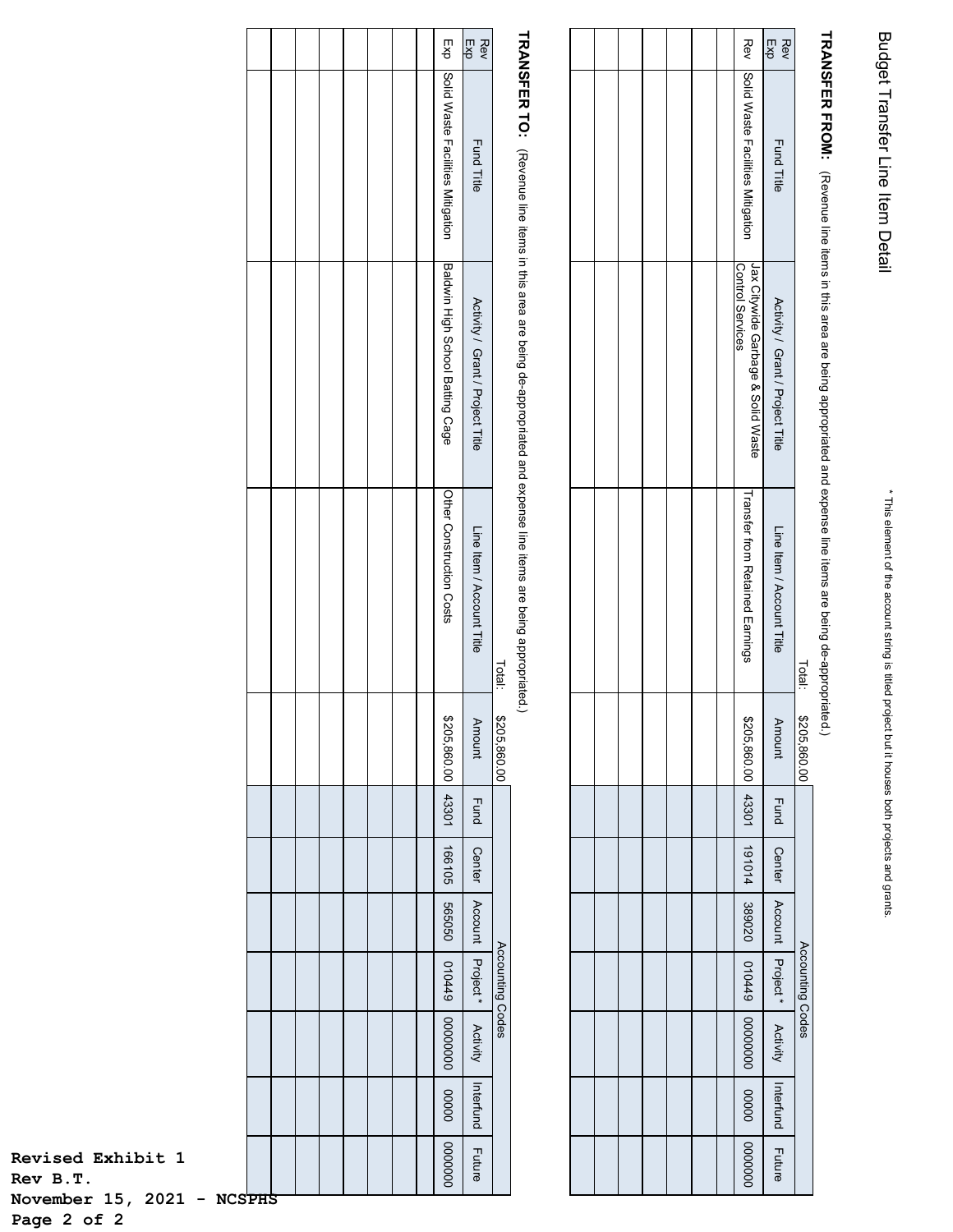# Budget Transfer Line Item Detail

\* This element of the account string is titled project but it houses both projects and grants.

**TRANSFER FROM:** (Revenue line items in this area are being appropriated and expense line items are being de-appropriated.)

Total: $205,860.00

| Rev Exp | Fund Title | Activity / Grant / Project Title | Line Item / Account Title | Amount | Accounting Codes | | | | | | |
|---|---|---|---|---|---|---|---|---|---|---|---|
| | | | | | Fund | Center | Account | Project * | Activity | Interfund | Future |
| Rev | Solid Waste Facilities Mitigation | Jax Citywide Garbage & Solid Waste Control Services | Transfer from Retained Earnings | $205,860.00 | 43301 | 191014 | 389020 | 010449 | 0000000 | 00000 | 000000 |
| | | | | | | | | | | | |
| | | | | | | | | | | | |
| | | | | | | | | | | | |
| | | | | | | | | | | | |
| | | | | | | | | | | | |
| | | | | | | | | | | | |
| | | | | | | | | | | | |
| | | | | | | | | | | | |

**TRANSFER TO:** (Revenue line items in this area are being de-appropriated and expense line items are being appropriated.)

Total: $205,860.00

| Rev Exp | Fund Title | Activity / Grant / Project Title | Line Item / Account Title | Amount | Accounting Codes | | | | | | |
|---|---|---|---|---|---|---|---|---|---|---|---|
| | | | | | Fund | Center | Account | Project * | Activity | Interfund | Future |
| Exp | Solid Waste Facilities Mitigation | Baldwin High School Batting Cage | Other Construction Costs | $205,860.00 | 43301 | 166105 | 565050 | 010449 | 0000000 | 00000 | 000000 |
| | | | | | | | | | | | |
| | | | | | | | | | | | |
| | | | | | | | | | | | |
| | | | | | | | | | | | |
| | | | | | | | | | | | |
| | | | | | | | | | | | |
| | | | | | | | | | | | |
| | | | | | | | | | | | |

**Revised Exhibit 1**
**Rev B.T.**
**November 15, 2021 - NCSPHS**